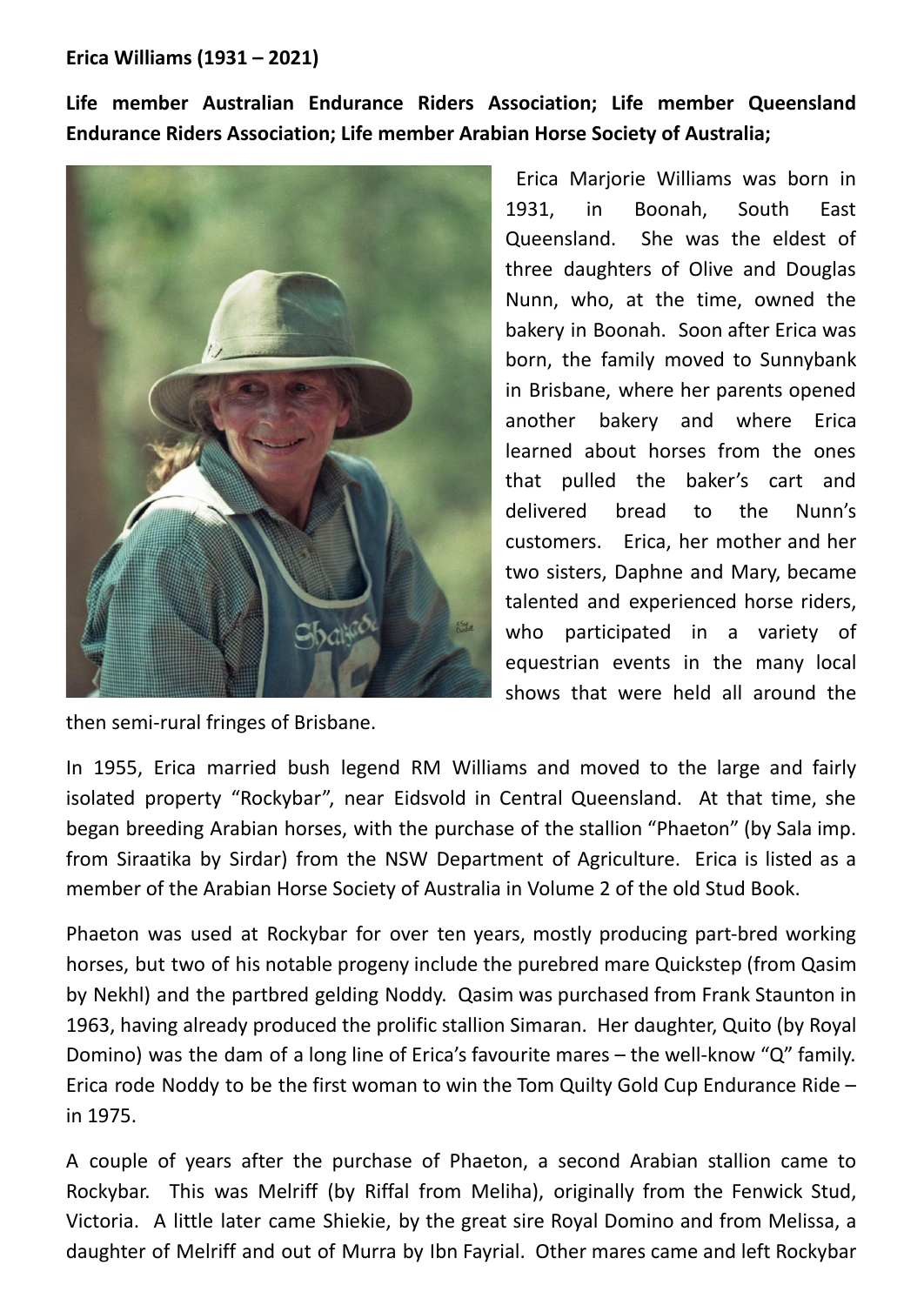**Erica Williams (1931 – 2021)**

**Life member Australian Endurance Riders Association; Life member Queensland Endurance Riders Association; Life member Arabian Horse Society of Australia;**

Erica Marjorie Williams was born in 1931, in Boonah, South East Queensland. She was the eldest of three daughters of Olive and Douglas Nunn, who, at the time, owned the bakery in Boonah. Soon after Erica was born, the family moved to Sunnybank in Brisbane, where her parents opened another bakery and where Erica learned about horses from the ones that pulled the baker's cart and delivered bread to the Nunn's customers. Erica, her mother and her two sisters, Daphne and Mary, became talented and experienced horse riders, who participated in a variety of equestrian events in the many local shows that were held all around the then semi-rural fringes of Brisbane.

In 1955, Erica married bush legend RM Williams and moved to the large and fairly isolated property "Rockybar", near Eidsvold in Central Queensland. At that time, she began breeding Arabian horses, with the purchase of the stallion "Phaeton" (by Sala imp. from Siraatika by Sirdar) from the NSW Department of Agriculture. Erica is listed as a member of the Arabian Horse Society of Australia in Volume 2 of the old Stud Book.

Phaeton was used at Rockybar for over ten years, mostly producing part-bred working horses, but two of his notable progeny include the purebred mare Quickstep (from Qasim by Nekhl) and the partbred gelding Noddy. Qasim was purchased from Frank Staunton in 1963, having already produced the prolific stallion Simaran. Her daughter, Quito (by Royal Domino) was the dam of a long line of Erica's favourite mares – the well-know "Q" family. Erica rode Noddy to be the first woman to win the Tom Quilty Gold Cup Endurance Ride – in 1975.

A couple of years after the purchase of Phaeton, a second Arabian stallion came to Rockybar. This was Melriff (by Riffal from Meliha), originally from the Fenwick Stud, Victoria. A little later came Shiekie, by the great sire Royal Domino and from Melissa, a daughter of Melriff and out of Murra by Ibn Fayrial. Other mares came and left Rockybar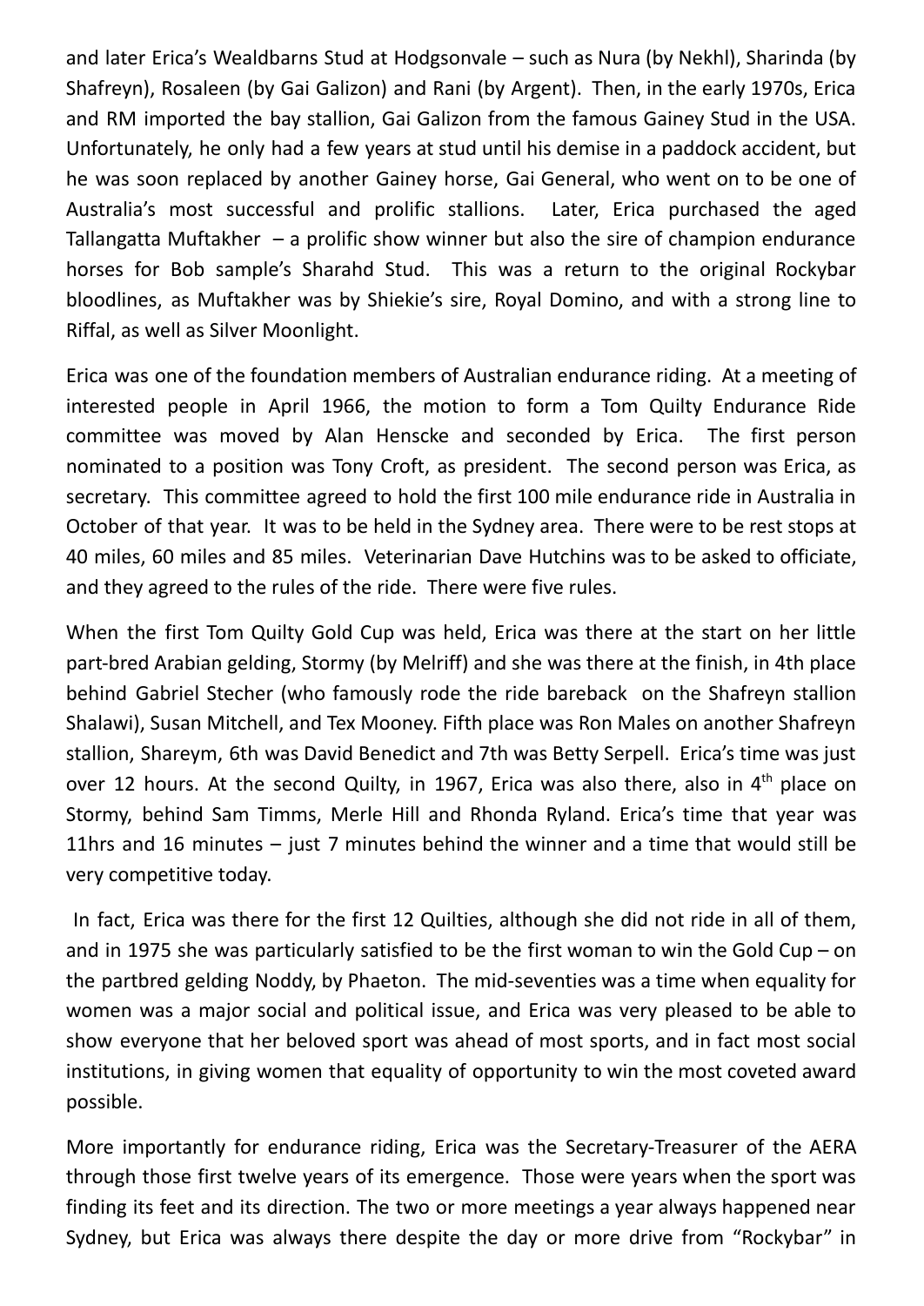and later Erica's Wealdbarns Stud at Hodgsonvale – such as Nura (by Nekhl), Sharinda (by Shafreyn), Rosaleen (by Gai Galizon) and Rani (by Argent). Then, in the early 1970s, Erica and RM imported the bay stallion, Gai Galizon from the famous Gainey Stud in the USA. Unfortunately, he only had a few years at stud until his demise in a paddock accident, but he was soon replaced by another Gainey horse, Gai General, who went on to be one of Australia's most successful and prolific stallions. Later, Erica purchased the aged Tallangatta Muftakher – a prolific show winner but also the sire of champion endurance horses for Bob sample's Sharahd Stud. This was a return to the original Rockybar bloodlines, as Muftakher was by Shiekie's sire, Royal Domino, and with a strong line to Riffal, as well as Silver Moonlight.

Erica was one of the foundation members of Australian endurance riding. At a meeting of interested people in April 1966, the motion to form a Tom Quilty Endurance Ride committee was moved by Alan Henscke and seconded by Erica. The first person nominated to a position was Tony Croft, as president. The second person was Erica, as secretary. This committee agreed to hold the first 100 mile endurance ride in Australia in October of that year. It was to be held in the Sydney area. There were to be rest stops at 40 miles, 60 miles and 85 miles. Veterinarian Dave Hutchins was to be asked to officiate, and they agreed to the rules of the ride. There were five rules.

When the first Tom Quilty Gold Cup was held, Erica was there at the start on her little part-bred Arabian gelding, Stormy (by Melriff) and she was there at the finish, in 4th place behind Gabriel Stecher (who famously rode the ride bareback on the Shafreyn stallion Shalawi), Susan Mitchell, and Tex Mooney. Fifth place was Ron Males on another Shafreyn stallion, Shareym, 6th was David Benedict and 7th was Betty Serpell. Erica's time was just over 12 hours. At the second Quilty, in 1967, Erica was also there, also in 4th place on Stormy, behind Sam Timms, Merle Hill and Rhonda Ryland. Erica's time that year was 11hrs and 16 minutes – just 7 minutes behind the winner and a time that would still be very competitive today.

In fact, Erica was there for the first 12 Quilties, although she did not ride in all of them, and in 1975 she was particularly satisfied to be the first woman to win the Gold Cup – on the partbred gelding Noddy, by Phaeton. The mid-seventies was a time when equality for women was a major social and political issue, and Erica was very pleased to be able to show everyone that her beloved sport was ahead of most sports, and in fact most social institutions, in giving women that equality of opportunity to win the most coveted award possible.

More importantly for endurance riding, Erica was the Secretary-Treasurer of the AERA through those first twelve years of its emergence. Those were years when the sport was finding its feet and its direction. The two or more meetings a year always happened near Sydney, but Erica was always there despite the day or more drive from "Rockybar" in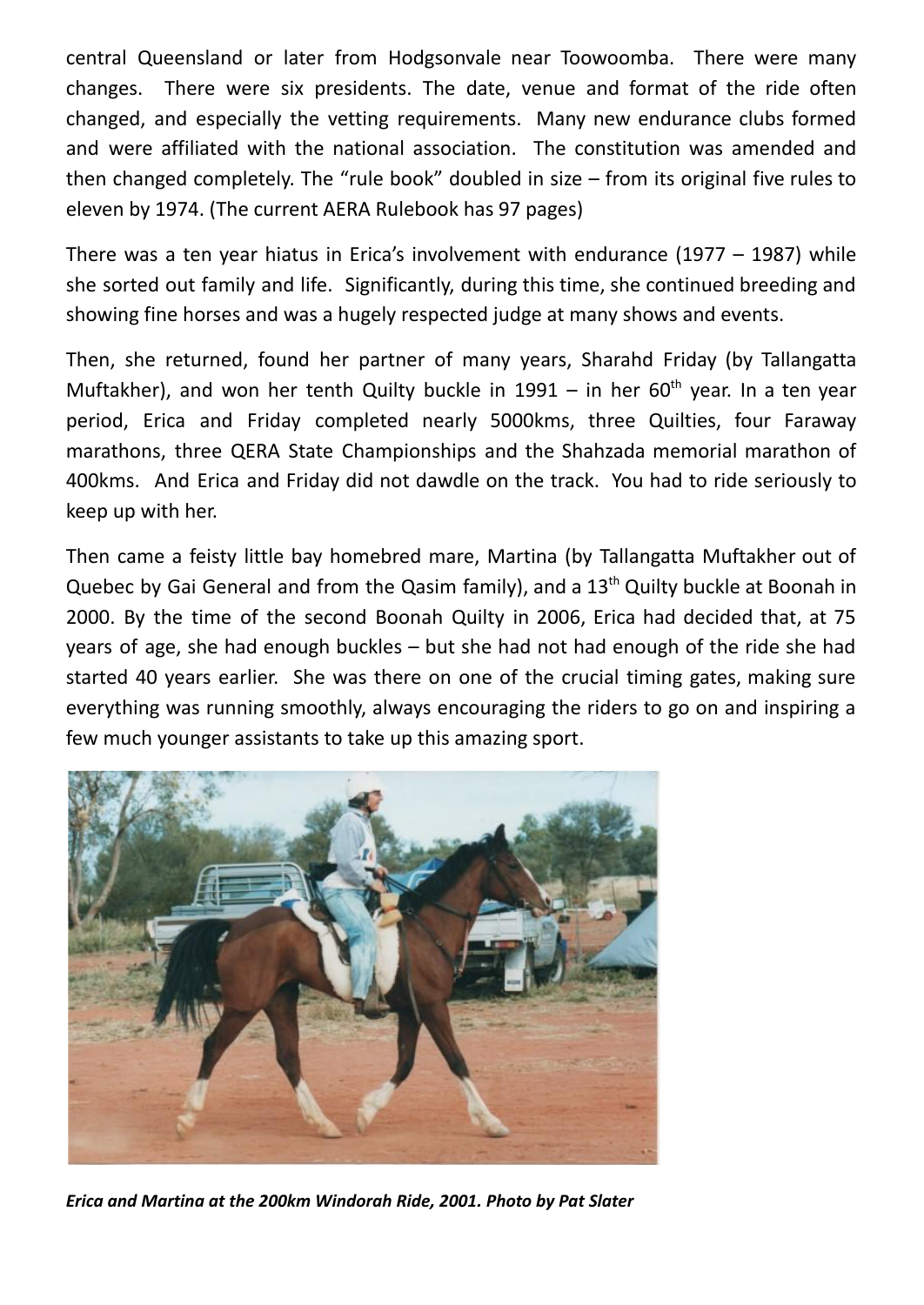central Queensland or later from Hodgsonvale near Toowoomba. There were many changes. There were six presidents. The date, venue and format of the ride often changed, and especially the vetting requirements. Many new endurance clubs formed and were affiliated with the national association. The constitution was amended and then changed completely. The "rule book" doubled in size – from its original five rules to eleven by 1974. (The current AERA Rulebook has 97 pages)

There was a ten year hiatus in Erica's involvement with endurance (1977 – 1987) while she sorted out family and life. Significantly, during this time, she continued breeding and showing fine horses and was a hugely respected judge at many shows and events.

Then, she returned, found her partner of many years, Sharahd Friday (by Tallangatta Muftakher), and won her tenth Quilty buckle in 1991 – in her 60th year. In a ten year period, Erica and Friday completed nearly 5000kms, three Quilties, four Faraway marathons, three QERA State Championships and the Shahzada memorial marathon of 400kms. And Erica and Friday did not dawdle on the track. You had to ride seriously to keep up with her.

Then came a feisty little bay homebred mare, Martina (by Tallangatta Muftakher out of Quebec by Gai General and from the Qasim family), and a 13th Quilty buckle at Boonah in 2000. By the time of the second Boonah Quilty in 2006, Erica had decided that, at 75 years of age, she had enough buckles – but she had not had enough of the ride she had started 40 years earlier. She was there on one of the crucial timing gates, making sure everything was running smoothly, always encouraging the riders to go on and inspiring a few much younger assistants to take up this amazing sport.

***Erica and Martina at the 200km Windorah Ride, 2001. Photo by Pat Slater***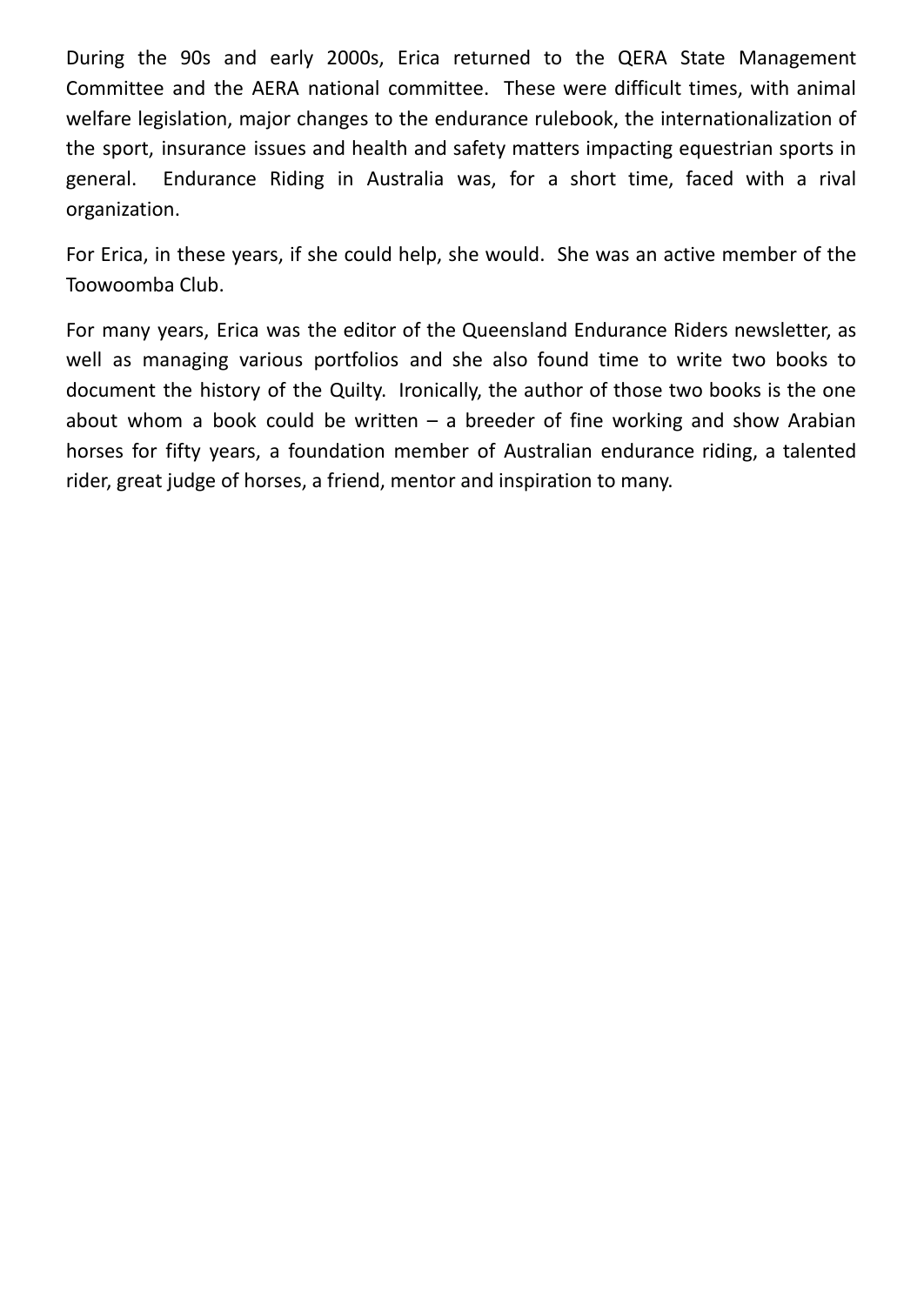During the 90s and early 2000s, Erica returned to the QERA State Management Committee and the AERA national committee. These were difficult times, with animal welfare legislation, major changes to the endurance rulebook, the internationalization of the sport, insurance issues and health and safety matters impacting equestrian sports in general. Endurance Riding in Australia was, for a short time, faced with a rival organization.

For Erica, in these years, if she could help, she would. She was an active member of the Toowoomba Club.

For many years, Erica was the editor of the Queensland Endurance Riders newsletter, as well as managing various portfolios and she also found time to write two books to document the history of the Quilty. Ironically, the author of those two books is the one about whom a book could be written – a breeder of fine working and show Arabian horses for fifty years, a foundation member of Australian endurance riding, a talented rider, great judge of horses, a friend, mentor and inspiration to many.